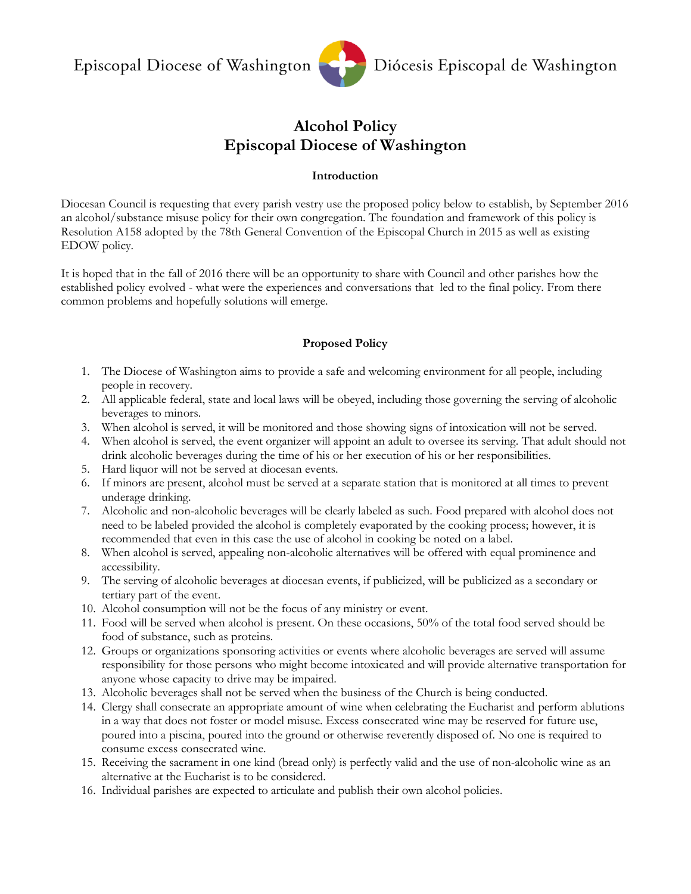Episcopal Diocese of Washington | Diócesis Episcopal de Washington

# Alcohol Policy
# Episcopal Diocese of Washington

### Introduction

Diocesan Council is requesting that every parish vestry use the proposed policy below to establish, by September 2016 an alcohol/substance misuse policy for their own congregation. The foundation and framework of this policy is Resolution A158 adopted by the 78th General Convention of the Episcopal Church in 2015 as well as existing EDOW policy.

It is hoped that in the fall of 2016 there will be an opportunity to share with Council and other parishes how the established policy evolved - what were the experiences and conversations that led to the final policy. From there common problems and hopefully solutions will emerge.

### Proposed Policy

1. The Diocese of Washington aims to provide a safe and welcoming environment for all people, including people in recovery.
2. All applicable federal, state and local laws will be obeyed, including those governing the serving of alcoholic beverages to minors.
3. When alcohol is served, it will be monitored and those showing signs of intoxication will not be served.
4. When alcohol is served, the event organizer will appoint an adult to oversee its serving. That adult should not drink alcoholic beverages during the time of his or her execution of his or her responsibilities.
5. Hard liquor will not be served at diocesan events.
6. If minors are present, alcohol must be served at a separate station that is monitored at all times to prevent underage drinking.
7. Alcoholic and non-alcoholic beverages will be clearly labeled as such. Food prepared with alcohol does not need to be labeled provided the alcohol is completely evaporated by the cooking process; however, it is recommended that even in this case the use of alcohol in cooking be noted on a label.
8. When alcohol is served, appealing non-alcoholic alternatives will be offered with equal prominence and accessibility.
9. The serving of alcoholic beverages at diocesan events, if publicized, will be publicized as a secondary or tertiary part of the event.
10. Alcohol consumption will not be the focus of any ministry or event.
11. Food will be served when alcohol is present. On these occasions, 50% of the total food served should be food of substance, such as proteins.
12. Groups or organizations sponsoring activities or events where alcoholic beverages are served will assume responsibility for those persons who might become intoxicated and will provide alternative transportation for anyone whose capacity to drive may be impaired.
13. Alcoholic beverages shall not be served when the business of the Church is being conducted.
14. Clergy shall consecrate an appropriate amount of wine when celebrating the Eucharist and perform ablutions in a way that does not foster or model misuse. Excess consecrated wine may be reserved for future use, poured into a piscina, poured into the ground or otherwise reverently disposed of. No one is required to consume excess consecrated wine.
15. Receiving the sacrament in one kind (bread only) is perfectly valid and the use of non-alcoholic wine as an alternative at the Eucharist is to be considered.
16. Individual parishes are expected to articulate and publish their own alcohol policies.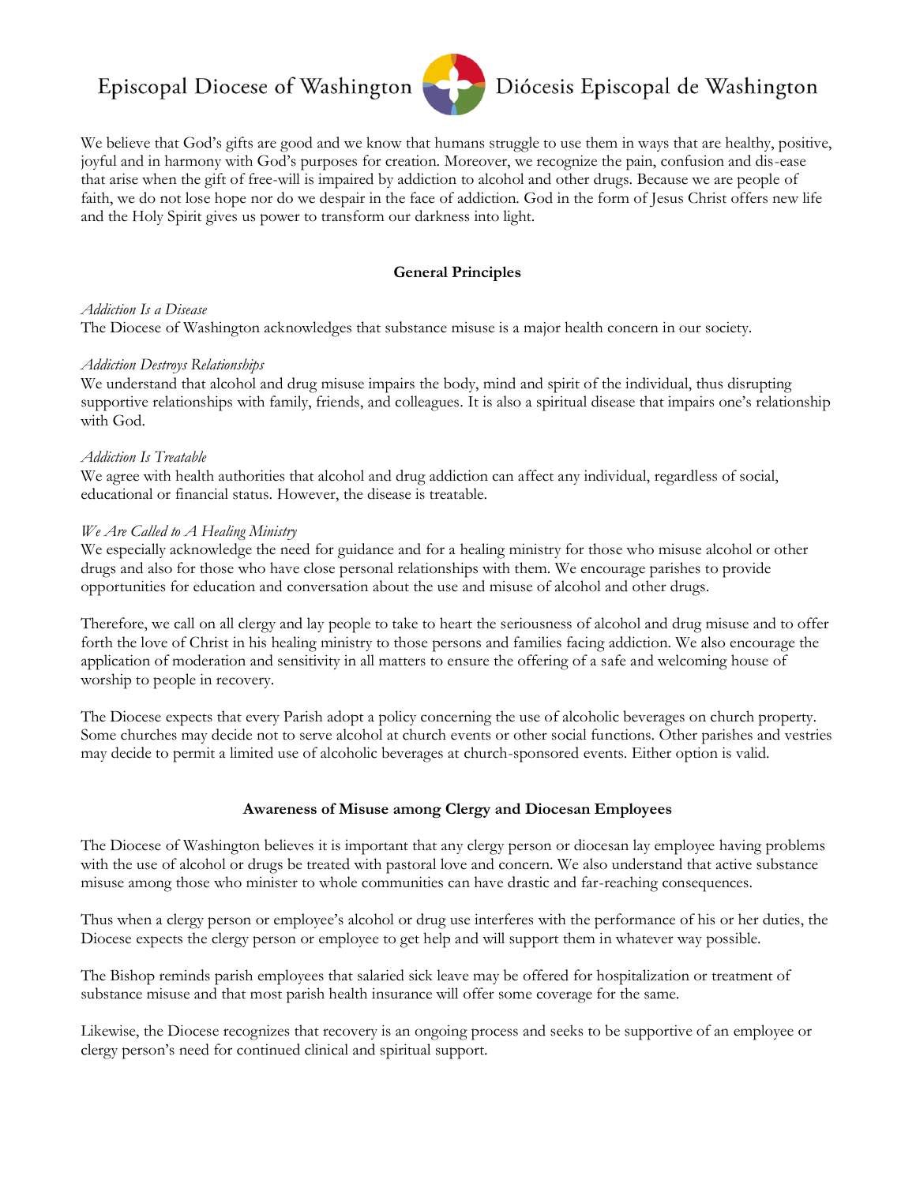We believe that God's gifts are good and we know that humans struggle to use them in ways that are healthy, positive, joyful and in harmony with God's purposes for creation. Moreover, we recognize the pain, confusion and dis-ease that arise when the gift of free-will is impaired by addiction to alcohol and other drugs. Because we are people of faith, we do not lose hope nor do we despair in the face of addiction. God in the form of Jesus Christ offers new life and the Holy Spirit gives us power to transform our darkness into light.

## General Principles

*Addiction Is a Disease*
The Diocese of Washington acknowledges that substance misuse is a major health concern in our society.

*Addiction Destroys Relationships*
We understand that alcohol and drug misuse impairs the body, mind and spirit of the individual, thus disrupting supportive relationships with family, friends, and colleagues. It is also a spiritual disease that impairs one's relationship with God.

*Addiction Is Treatable*
We agree with health authorities that alcohol and drug addiction can affect any individual, regardless of social, educational or financial status. However, the disease is treatable.

*We Are Called to A Healing Ministry*
We especially acknowledge the need for guidance and for a healing ministry for those who misuse alcohol or other drugs and also for those who have close personal relationships with them. We encourage parishes to provide opportunities for education and conversation about the use and misuse of alcohol and other drugs.

Therefore, we call on all clergy and lay people to take to heart the seriousness of alcohol and drug misuse and to offer forth the love of Christ in his healing ministry to those persons and families facing addiction. We also encourage the application of moderation and sensitivity in all matters to ensure the offering of a safe and welcoming house of worship to people in recovery.

The Diocese expects that every Parish adopt a policy concerning the use of alcoholic beverages on church property. Some churches may decide not to serve alcohol at church events or other social functions. Other parishes and vestries may decide to permit a limited use of alcoholic beverages at church-sponsored events. Either option is valid.

## Awareness of Misuse among Clergy and Diocesan Employees

The Diocese of Washington believes it is important that any clergy person or diocesan lay employee having problems with the use of alcohol or drugs be treated with pastoral love and concern. We also understand that active substance misuse among those who minister to whole communities can have drastic and far-reaching consequences.

Thus when a clergy person or employee's alcohol or drug use interferes with the performance of his or her duties, the Diocese expects the clergy person or employee to get help and will support them in whatever way possible.

The Bishop reminds parish employees that salaried sick leave may be offered for hospitalization or treatment of substance misuse and that most parish health insurance will offer some coverage for the same.

Likewise, the Diocese recognizes that recovery is an ongoing process and seeks to be supportive of an employee or clergy person's need for continued clinical and spiritual support.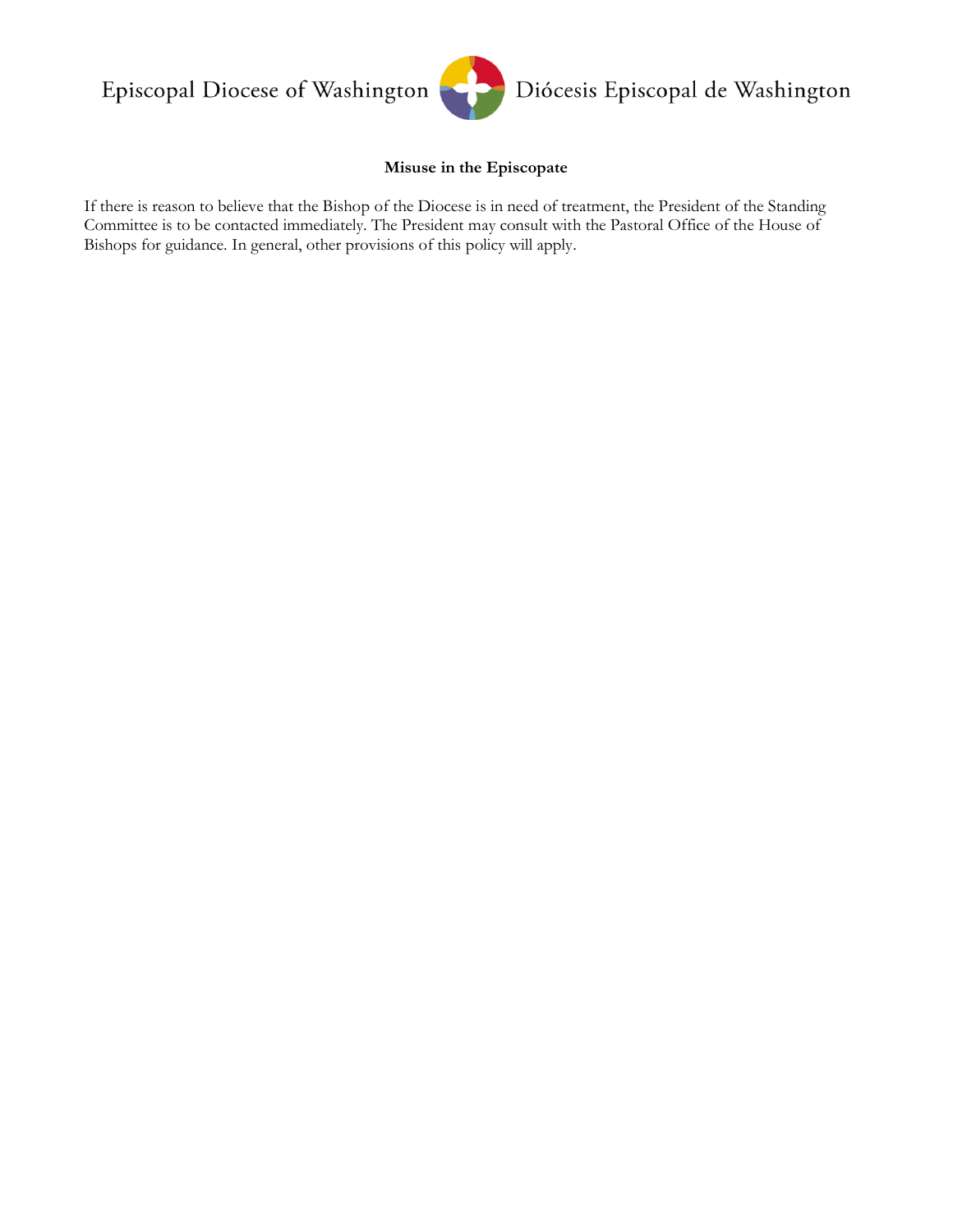**Misuse in the Episcopate**

If there is reason to believe that the Bishop of the Diocese is in need of treatment, the President of the Standing Committee is to be contacted immediately. The President may consult with the Pastoral Office of the House of Bishops for guidance. In general, other provisions of this policy will apply.